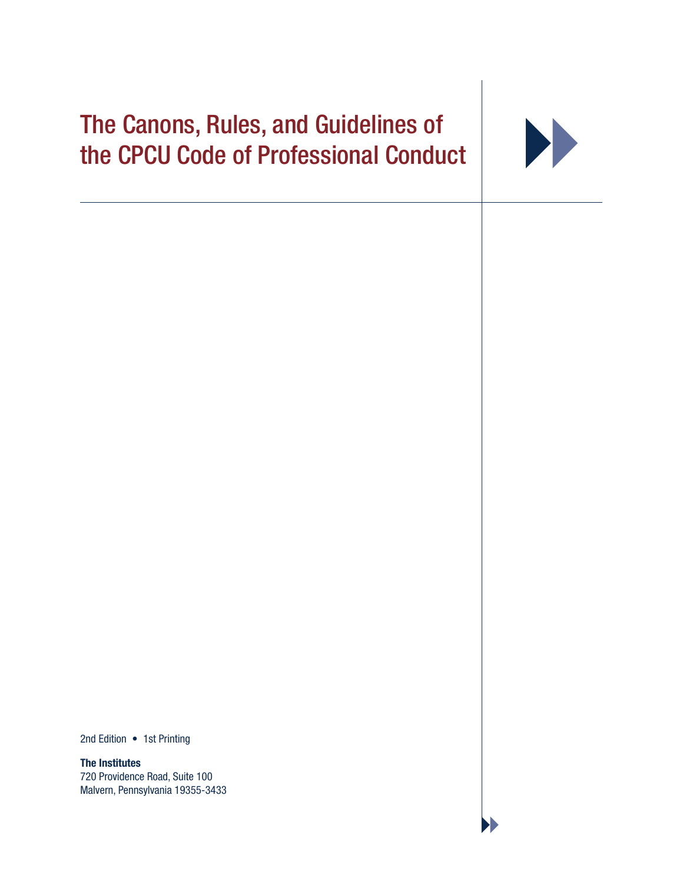# The Canons, Rules, and Guidelines of the CPCU Code of Professional Conduct

2nd Edition • 1st Printing

**The Institutes**
720 Providence Road, Suite 100
Malvern, Pennsylvania 19355-3433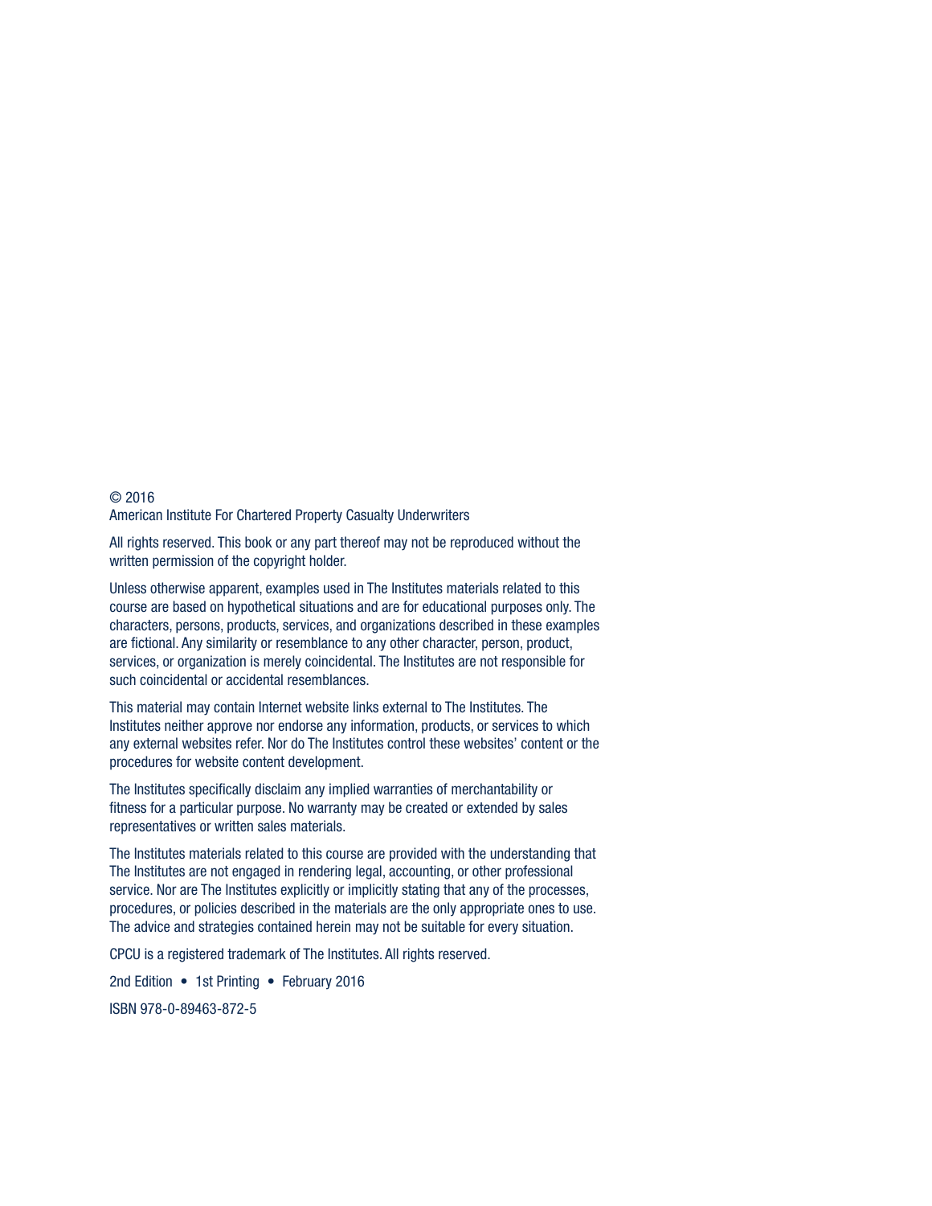© 2016
American Institute For Chartered Property Casualty Underwriters

All rights reserved. This book or any part thereof may not be reproduced without the written permission of the copyright holder.

Unless otherwise apparent, examples used in The Institutes materials related to this course are based on hypothetical situations and are for educational purposes only. The characters, persons, products, services, and organizations described in these examples are fictional. Any similarity or resemblance to any other character, person, product, services, or organization is merely coincidental. The Institutes are not responsible for such coincidental or accidental resemblances.

This material may contain Internet website links external to The Institutes. The Institutes neither approve nor endorse any information, products, or services to which any external websites refer. Nor do The Institutes control these websites' content or the procedures for website content development.

The Institutes specifically disclaim any implied warranties of merchantability or fitness for a particular purpose. No warranty may be created or extended by sales representatives or written sales materials.

The Institutes materials related to this course are provided with the understanding that The Institutes are not engaged in rendering legal, accounting, or other professional service. Nor are The Institutes explicitly or implicitly stating that any of the processes, procedures, or policies described in the materials are the only appropriate ones to use. The advice and strategies contained herein may not be suitable for every situation.

CPCU is a registered trademark of The Institutes. All rights reserved.

2nd Edition • 1st Printing • February 2016

ISBN 978-0-89463-872-5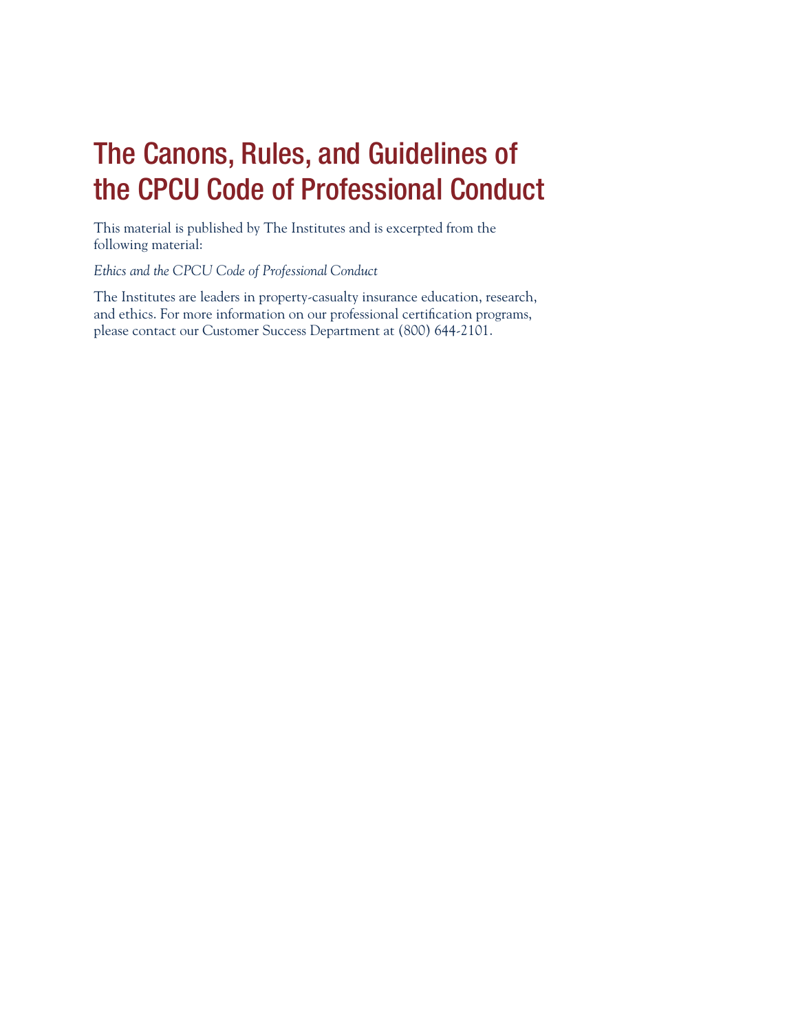# The Canons, Rules, and Guidelines of the CPCU Code of Professional Conduct

This material is published by The Institutes and is excerpted from the following material:

*Ethics and the CPCU Code of Professional Conduct*

The Institutes are leaders in property-casualty insurance education, research, and ethics. For more information on our professional certification programs, please contact our Customer Success Department at (800) 644-2101.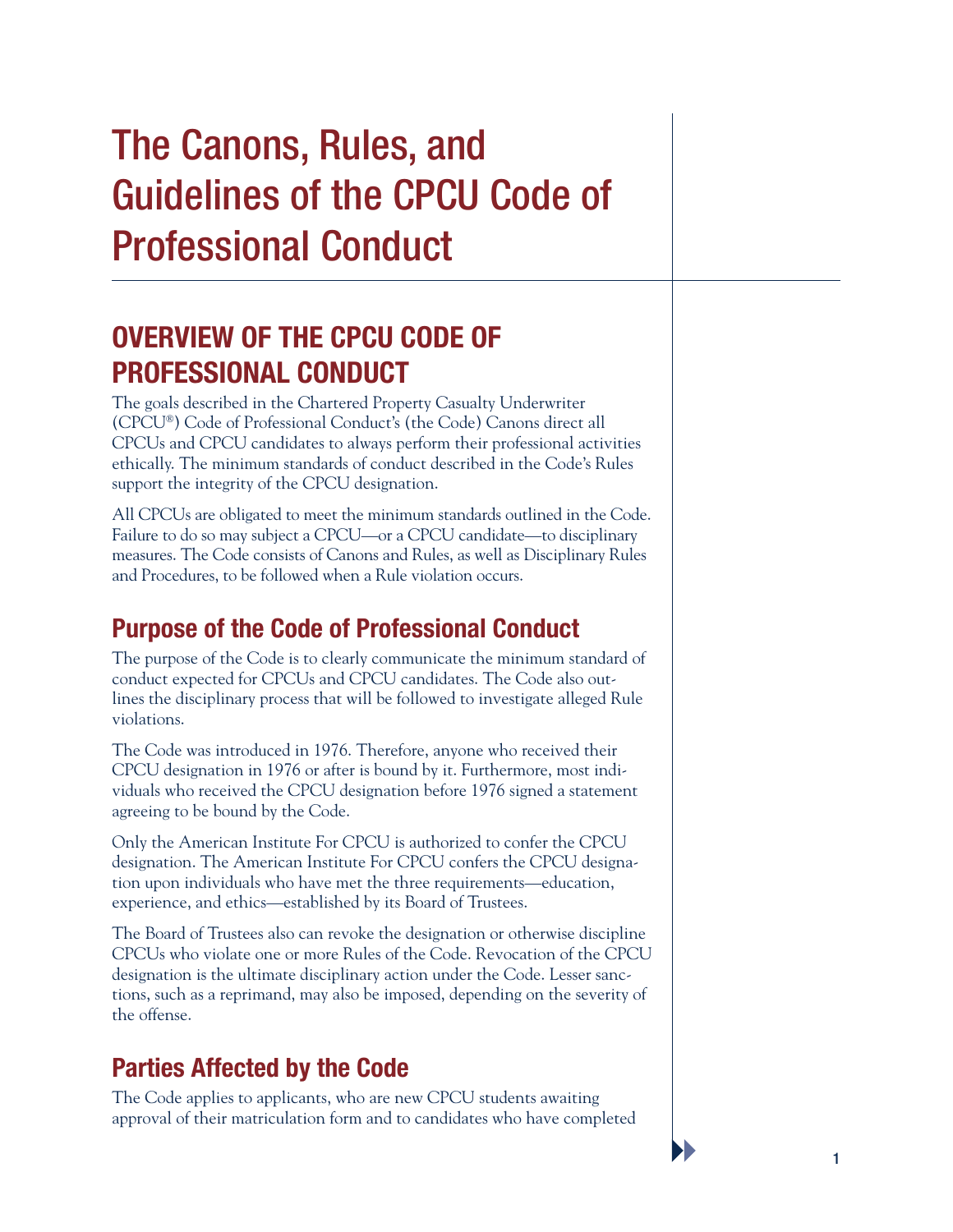# The Canons, Rules, and Guidelines of the CPCU Code of Professional Conduct

## OVERVIEW OF THE CPCU CODE OF PROFESSIONAL CONDUCT

The goals described in the Chartered Property Casualty Underwriter (CPCU®) Code of Professional Conduct's (the Code) Canons direct all CPCUs and CPCU candidates to always perform their professional activities ethically. The minimum standards of conduct described in the Code's Rules support the integrity of the CPCU designation.

All CPCUs are obligated to meet the minimum standards outlined in the Code. Failure to do so may subject a CPCU—or a CPCU candidate—to disciplinary measures. The Code consists of Canons and Rules, as well as Disciplinary Rules and Procedures, to be followed when a Rule violation occurs.

### Purpose of the Code of Professional Conduct

The purpose of the Code is to clearly communicate the minimum standard of conduct expected for CPCUs and CPCU candidates. The Code also outlines the disciplinary process that will be followed to investigate alleged Rule violations.

The Code was introduced in 1976. Therefore, anyone who received their CPCU designation in 1976 or after is bound by it. Furthermore, most individuals who received the CPCU designation before 1976 signed a statement agreeing to be bound by the Code.

Only the American Institute For CPCU is authorized to confer the CPCU designation. The American Institute For CPCU confers the CPCU designation upon individuals who have met the three requirements—education, experience, and ethics—established by its Board of Trustees.

The Board of Trustees also can revoke the designation or otherwise discipline CPCUs who violate one or more Rules of the Code. Revocation of the CPCU designation is the ultimate disciplinary action under the Code. Lesser sanctions, such as a reprimand, may also be imposed, depending on the severity of the offense.

### Parties Affected by the Code

The Code applies to applicants, who are new CPCU students awaiting approval of their matriculation form and to candidates who have completed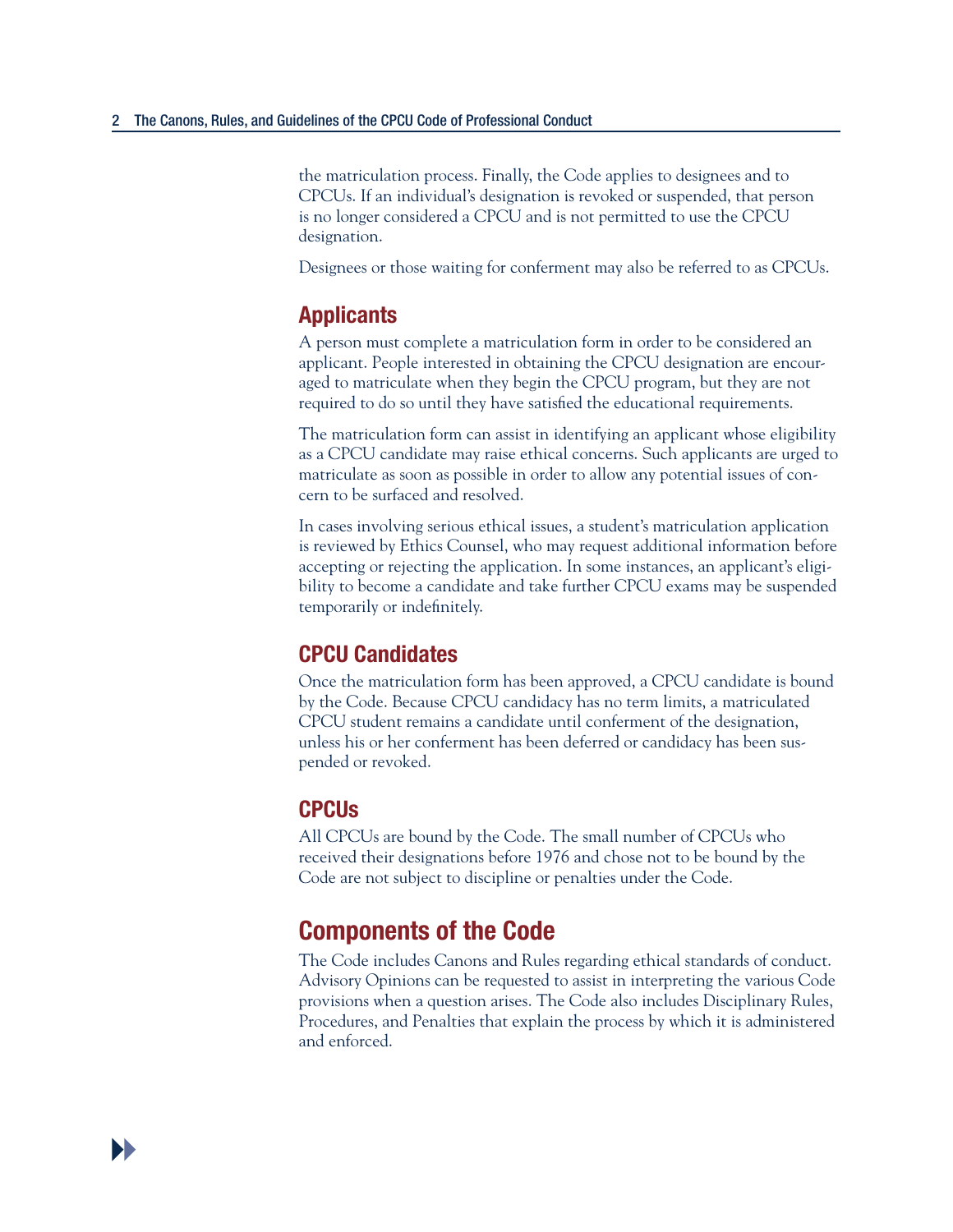the matriculation process. Finally, the Code applies to designees and to CPCUs. If an individual's designation is revoked or suspended, that person is no longer considered a CPCU and is not permitted to use the CPCU designation.

Designees or those waiting for conferment may also be referred to as CPCUs.

### Applicants

A person must complete a matriculation form in order to be considered an applicant. People interested in obtaining the CPCU designation are encouraged to matriculate when they begin the CPCU program, but they are not required to do so until they have satisfied the educational requirements.

The matriculation form can assist in identifying an applicant whose eligibility as a CPCU candidate may raise ethical concerns. Such applicants are urged to matriculate as soon as possible in order to allow any potential issues of concern to be surfaced and resolved.

In cases involving serious ethical issues, a student's matriculation application is reviewed by Ethics Counsel, who may request additional information before accepting or rejecting the application. In some instances, an applicant's eligibility to become a candidate and take further CPCU exams may be suspended temporarily or indefinitely.

### CPCU Candidates

Once the matriculation form has been approved, a CPCU candidate is bound by the Code. Because CPCU candidacy has no term limits, a matriculated CPCU student remains a candidate until conferment of the designation, unless his or her conferment has been deferred or candidacy has been suspended or revoked.

### CPCUs

All CPCUs are bound by the Code. The small number of CPCUs who received their designations before 1976 and chose not to be bound by the Code are not subject to discipline or penalties under the Code.

## Components of the Code

The Code includes Canons and Rules regarding ethical standards of conduct. Advisory Opinions can be requested to assist in interpreting the various Code provisions when a question arises. The Code also includes Disciplinary Rules, Procedures, and Penalties that explain the process by which it is administered and enforced.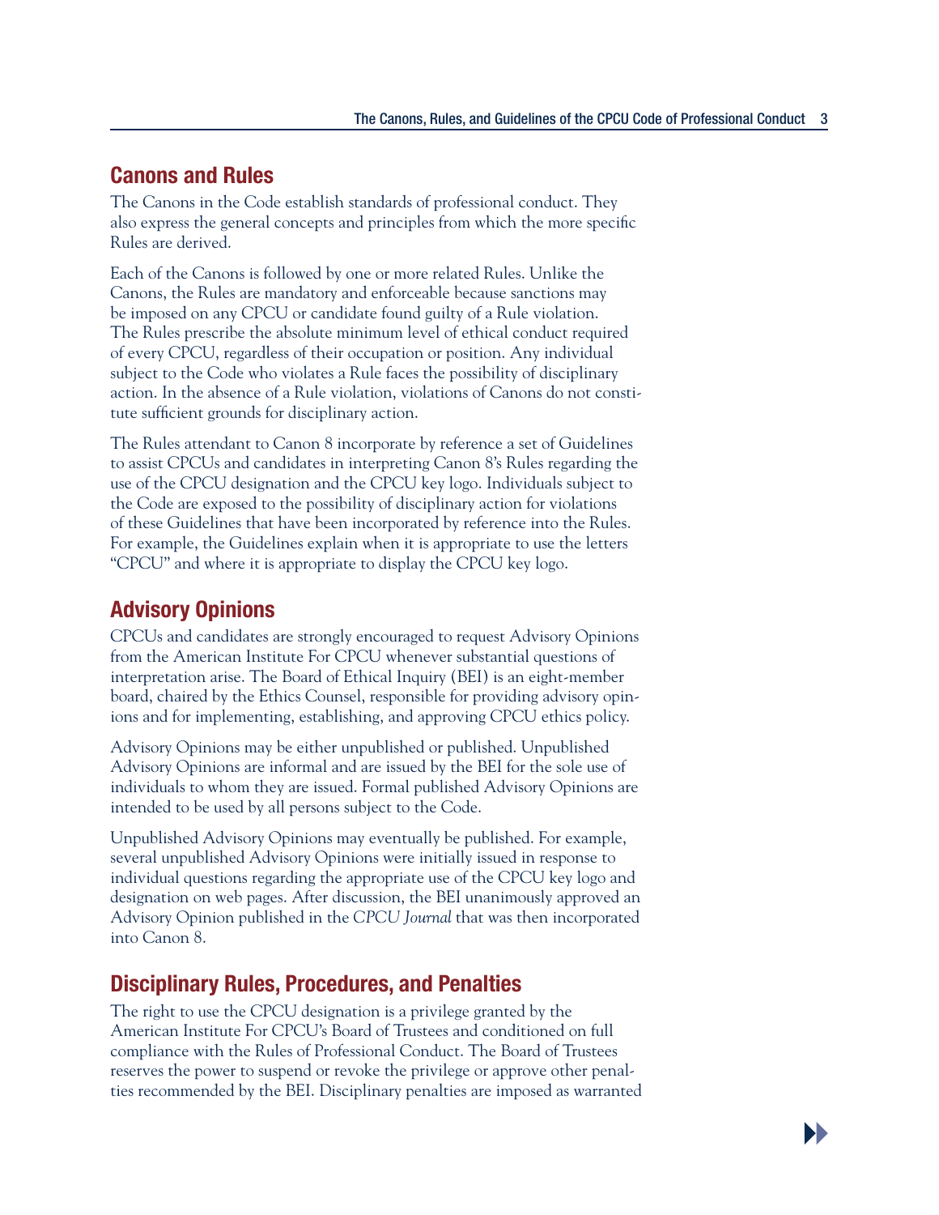## Canons and Rules

The Canons in the Code establish standards of professional conduct. They also express the general concepts and principles from which the more specific Rules are derived.

Each of the Canons is followed by one or more related Rules. Unlike the Canons, the Rules are mandatory and enforceable because sanctions may be imposed on any CPCU or candidate found guilty of a Rule violation. The Rules prescribe the absolute minimum level of ethical conduct required of every CPCU, regardless of their occupation or position. Any individual subject to the Code who violates a Rule faces the possibility of disciplinary action. In the absence of a Rule violation, violations of Canons do not constitute sufficient grounds for disciplinary action.

The Rules attendant to Canon 8 incorporate by reference a set of Guidelines to assist CPCUs and candidates in interpreting Canon 8's Rules regarding the use of the CPCU designation and the CPCU key logo. Individuals subject to the Code are exposed to the possibility of disciplinary action for violations of these Guidelines that have been incorporated by reference into the Rules. For example, the Guidelines explain when it is appropriate to use the letters "CPCU" and where it is appropriate to display the CPCU key logo.

## Advisory Opinions

CPCUs and candidates are strongly encouraged to request Advisory Opinions from the American Institute For CPCU whenever substantial questions of interpretation arise. The Board of Ethical Inquiry (BEI) is an eight-member board, chaired by the Ethics Counsel, responsible for providing advisory opinions and for implementing, establishing, and approving CPCU ethics policy.

Advisory Opinions may be either unpublished or published. Unpublished Advisory Opinions are informal and are issued by the BEI for the sole use of individuals to whom they are issued. Formal published Advisory Opinions are intended to be used by all persons subject to the Code.

Unpublished Advisory Opinions may eventually be published. For example, several unpublished Advisory Opinions were initially issued in response to individual questions regarding the appropriate use of the CPCU key logo and designation on web pages. After discussion, the BEI unanimously approved an Advisory Opinion published in the *CPCU Journal* that was then incorporated into Canon 8.

## Disciplinary Rules, Procedures, and Penalties

The right to use the CPCU designation is a privilege granted by the American Institute For CPCU's Board of Trustees and conditioned on full compliance with the Rules of Professional Conduct. The Board of Trustees reserves the power to suspend or revoke the privilege or approve other penalties recommended by the BEI. Disciplinary penalties are imposed as warranted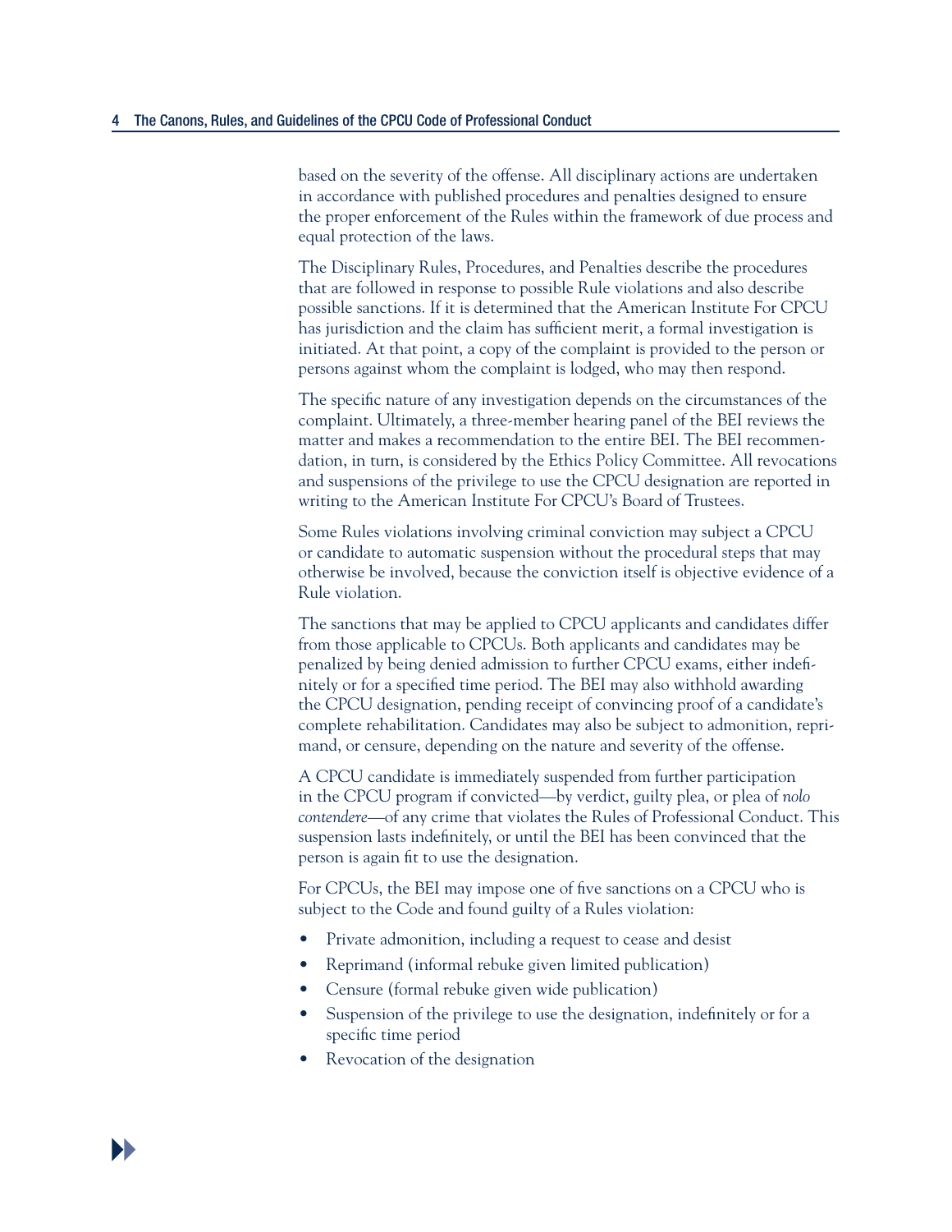based on the severity of the offense. All disciplinary actions are undertaken in accordance with published procedures and penalties designed to ensure the proper enforcement of the Rules within the framework of due process and equal protection of the laws.

The Disciplinary Rules, Procedures, and Penalties describe the procedures that are followed in response to possible Rule violations and also describe possible sanctions. If it is determined that the American Institute For CPCU has jurisdiction and the claim has sufficient merit, a formal investigation is initiated. At that point, a copy of the complaint is provided to the person or persons against whom the complaint is lodged, who may then respond.

The specific nature of any investigation depends on the circumstances of the complaint. Ultimately, a three-member hearing panel of the BEI reviews the matter and makes a recommendation to the entire BEI. The BEI recommendation, in turn, is considered by the Ethics Policy Committee. All revocations and suspensions of the privilege to use the CPCU designation are reported in writing to the American Institute For CPCU's Board of Trustees.

Some Rules violations involving criminal conviction may subject a CPCU or candidate to automatic suspension without the procedural steps that may otherwise be involved, because the conviction itself is objective evidence of a Rule violation.

The sanctions that may be applied to CPCU applicants and candidates differ from those applicable to CPCUs. Both applicants and candidates may be penalized by being denied admission to further CPCU exams, either indefinitely or for a specified time period. The BEI may also withhold awarding the CPCU designation, pending receipt of convincing proof of a candidate's complete rehabilitation. Candidates may also be subject to admonition, reprimand, or censure, depending on the nature and severity of the offense.

A CPCU candidate is immediately suspended from further participation in the CPCU program if convicted—by verdict, guilty plea, or plea of *nolo contendere*—of any crime that violates the Rules of Professional Conduct. This suspension lasts indefinitely, or until the BEI has been convinced that the person is again fit to use the designation.

For CPCUs, the BEI may impose one of five sanctions on a CPCU who is subject to the Code and found guilty of a Rules violation:

- Private admonition, including a request to cease and desist
- Reprimand (informal rebuke given limited publication)
- Censure (formal rebuke given wide publication)
- Suspension of the privilege to use the designation, indefinitely or for a specific time period
- Revocation of the designation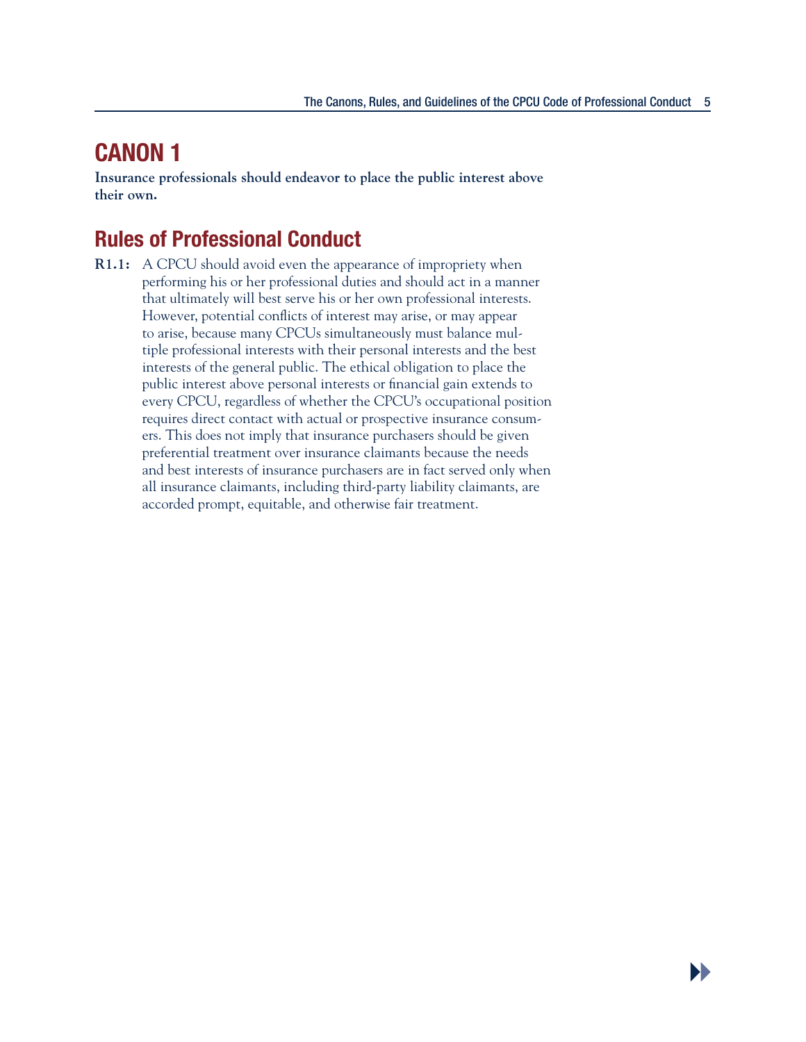# CANON 1

**Insurance professionals should endeavor to place the public interest above their own.**

## Rules of Professional Conduct

**R1.1:** A CPCU should avoid even the appearance of impropriety when performing his or her professional duties and should act in a manner that ultimately will best serve his or her own professional interests. However, potential conflicts of interest may arise, or may appear to arise, because many CPCUs simultaneously must balance multiple professional interests with their personal interests and the best interests of the general public. The ethical obligation to place the public interest above personal interests or financial gain extends to every CPCU, regardless of whether the CPCU's occupational position requires direct contact with actual or prospective insurance consumers. This does not imply that insurance purchasers should be given preferential treatment over insurance claimants because the needs and best interests of insurance purchasers are in fact served only when all insurance claimants, including third-party liability claimants, are accorded prompt, equitable, and otherwise fair treatment.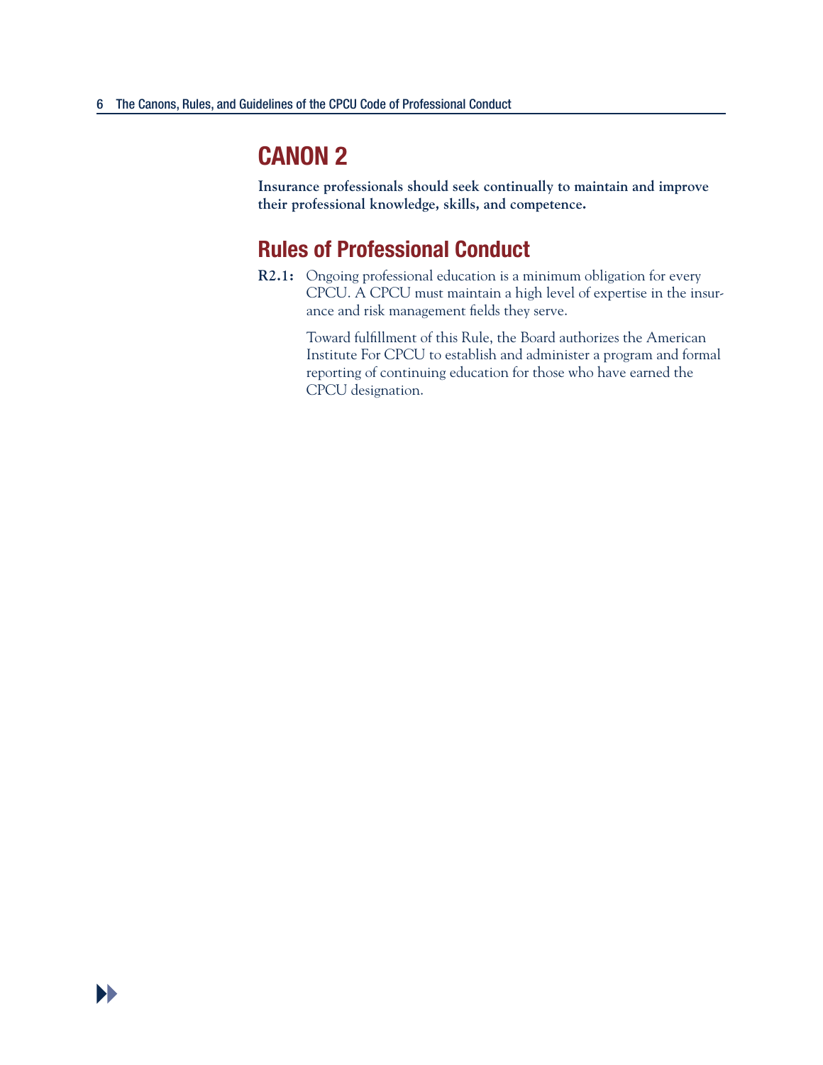# CANON 2

**Insurance professionals should seek continually to maintain and improve their professional knowledge, skills, and competence.**

## Rules of Professional Conduct

**R2.1:** Ongoing professional education is a minimum obligation for every CPCU. A CPCU must maintain a high level of expertise in the insurance and risk management fields they serve.

Toward fulfillment of this Rule, the Board authorizes the American Institute For CPCU to establish and administer a program and formal reporting of continuing education for those who have earned the CPCU designation.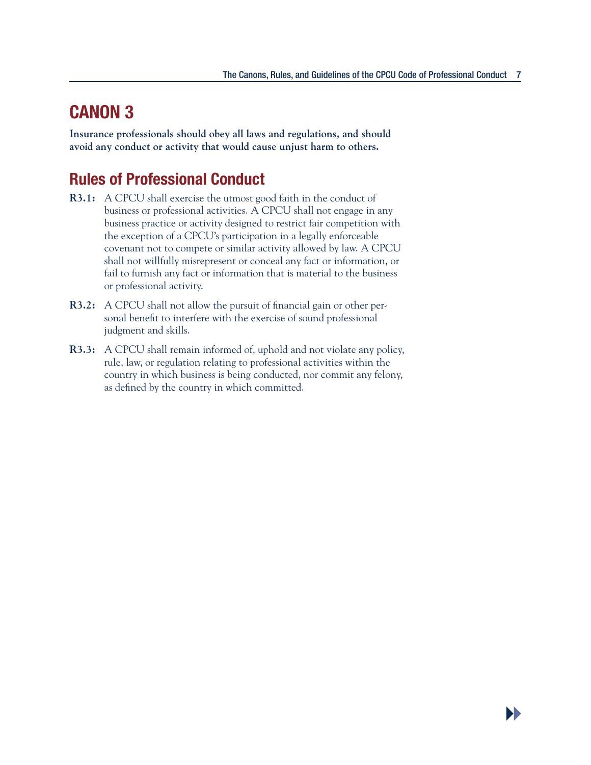# CANON 3

**Insurance professionals should obey all laws and regulations, and should avoid any conduct or activity that would cause unjust harm to others.**

## Rules of Professional Conduct

**R3.1:** A CPCU shall exercise the utmost good faith in the conduct of business or professional activities. A CPCU shall not engage in any business practice or activity designed to restrict fair competition with the exception of a CPCU's participation in a legally enforceable covenant not to compete or similar activity allowed by law. A CPCU shall not willfully misrepresent or conceal any fact or information, or fail to furnish any fact or information that is material to the business or professional activity.

**R3.2:** A CPCU shall not allow the pursuit of financial gain or other personal benefit to interfere with the exercise of sound professional judgment and skills.

**R3.3:** A CPCU shall remain informed of, uphold and not violate any policy, rule, law, or regulation relating to professional activities within the country in which business is being conducted, nor commit any felony, as defined by the country in which committed.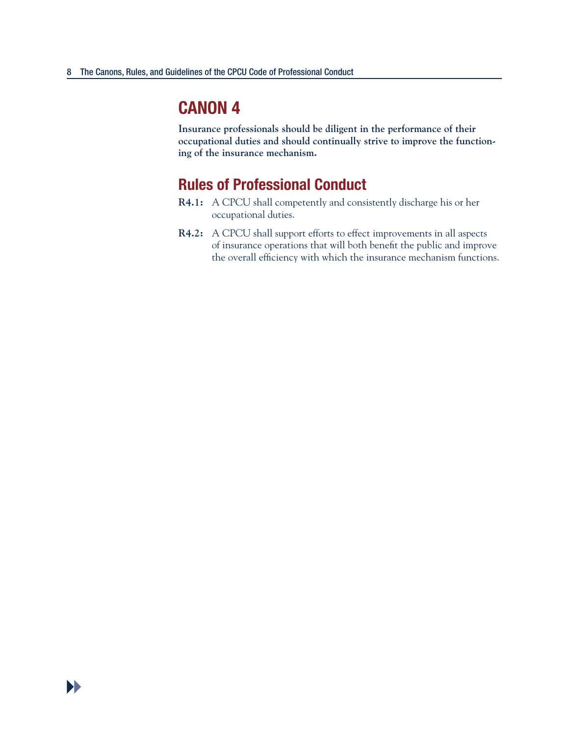# CANON 4

**Insurance professionals should be diligent in the performance of their occupational duties and should continually strive to improve the functioning of the insurance mechanism.**

## Rules of Professional Conduct

**R4.1:** A CPCU shall competently and consistently discharge his or her occupational duties.

**R4.2:** A CPCU shall support efforts to effect improvements in all aspects of insurance operations that will both benefit the public and improve the overall efficiency with which the insurance mechanism functions.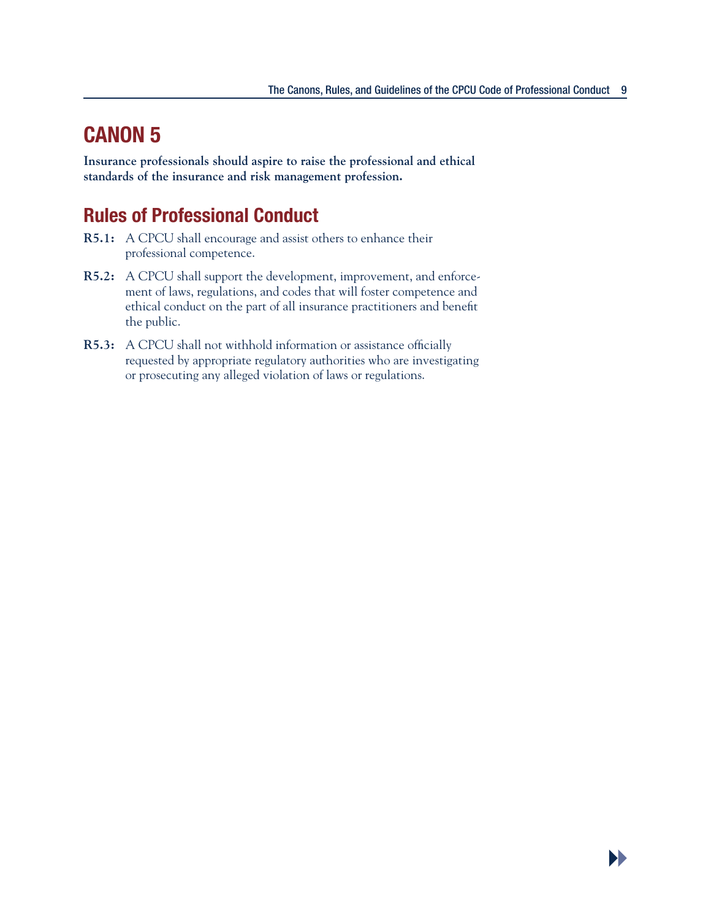# CANON 5

**Insurance professionals should aspire to raise the professional and ethical standards of the insurance and risk management profession.**

## Rules of Professional Conduct

**R5.1:** A CPCU shall encourage and assist others to enhance their professional competence.

**R5.2:** A CPCU shall support the development, improvement, and enforcement of laws, regulations, and codes that will foster competence and ethical conduct on the part of all insurance practitioners and benefit the public.

**R5.3:** A CPCU shall not withhold information or assistance officially requested by appropriate regulatory authorities who are investigating or prosecuting any alleged violation of laws or regulations.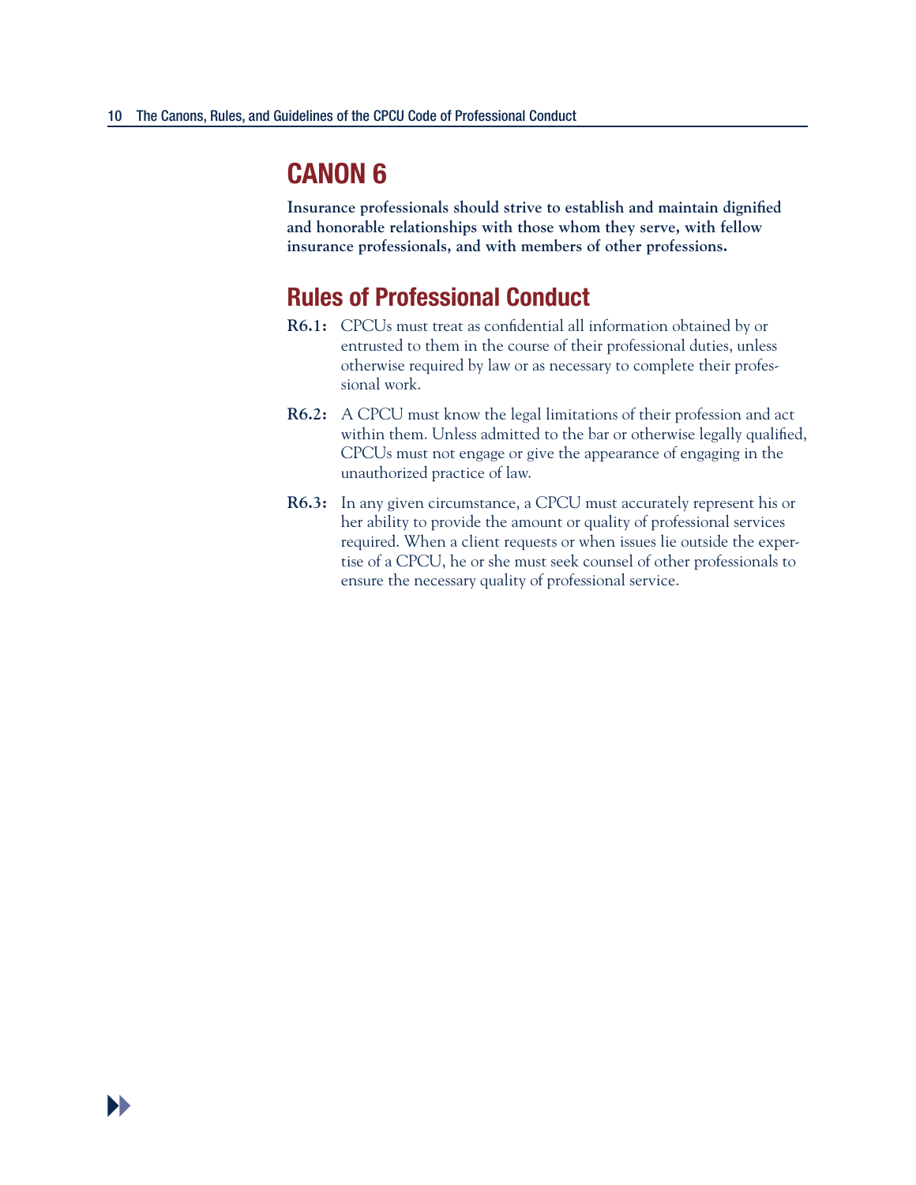# CANON 6

**Insurance professionals should strive to establish and maintain dignified and honorable relationships with those whom they serve, with fellow insurance professionals, and with members of other professions.**

## Rules of Professional Conduct

**R6.1:** CPCUs must treat as confidential all information obtained by or entrusted to them in the course of their professional duties, unless otherwise required by law or as necessary to complete their professional work.

**R6.2:** A CPCU must know the legal limitations of their profession and act within them. Unless admitted to the bar or otherwise legally qualified, CPCUs must not engage or give the appearance of engaging in the unauthorized practice of law.

**R6.3:** In any given circumstance, a CPCU must accurately represent his or her ability to provide the amount or quality of professional services required. When a client requests or when issues lie outside the expertise of a CPCU, he or she must seek counsel of other professionals to ensure the necessary quality of professional service.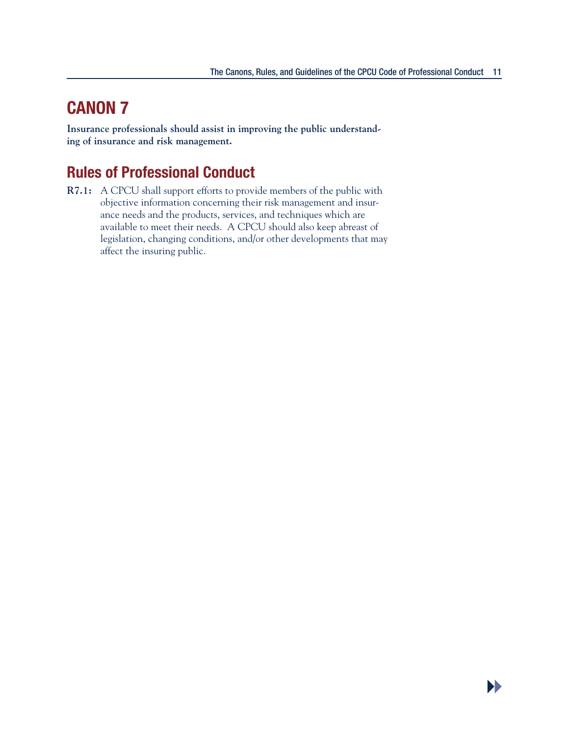# CANON 7

**Insurance professionals should assist in improving the public understanding of insurance and risk management.**

## Rules of Professional Conduct

**R7.1:** A CPCU shall support efforts to provide members of the public with objective information concerning their risk management and insurance needs and the products, services, and techniques which are available to meet their needs. A CPCU should also keep abreast of legislation, changing conditions, and/or other developments that may affect the insuring public.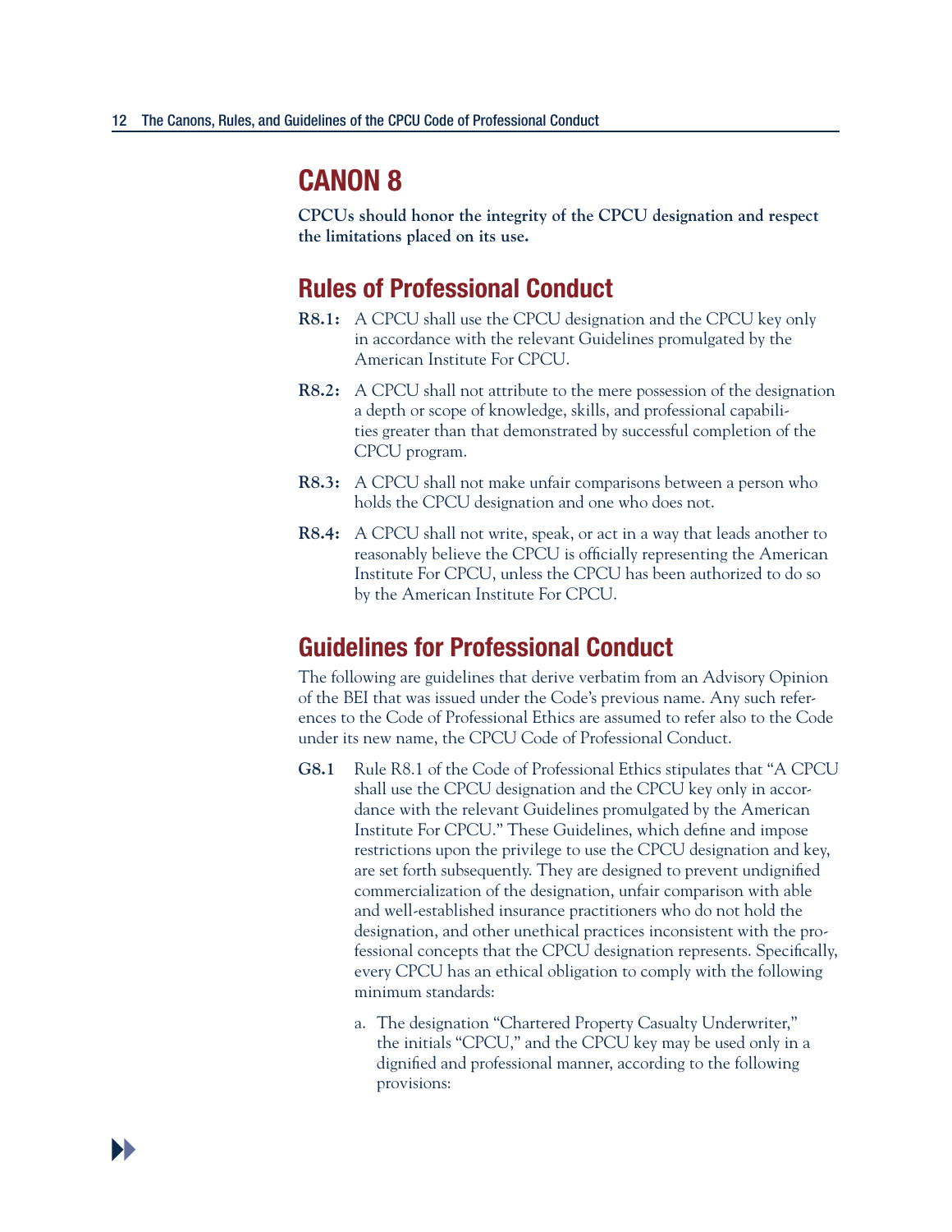# CANON 8

**CPCUs should honor the integrity of the CPCU designation and respect the limitations placed on its use.**

## Rules of Professional Conduct

**R8.1:** A CPCU shall use the CPCU designation and the CPCU key only in accordance with the relevant Guidelines promulgated by the American Institute For CPCU.

**R8.2:** A CPCU shall not attribute to the mere possession of the designation a depth or scope of knowledge, skills, and professional capabilities greater than that demonstrated by successful completion of the CPCU program.

**R8.3:** A CPCU shall not make unfair comparisons between a person who holds the CPCU designation and one who does not.

**R8.4:** A CPCU shall not write, speak, or act in a way that leads another to reasonably believe the CPCU is officially representing the American Institute For CPCU, unless the CPCU has been authorized to do so by the American Institute For CPCU.

## Guidelines for Professional Conduct

The following are guidelines that derive verbatim from an Advisory Opinion of the BEI that was issued under the Code's previous name. Any such references to the Code of Professional Ethics are assumed to refer also to the Code under its new name, the CPCU Code of Professional Conduct.

**G8.1** Rule R8.1 of the Code of Professional Ethics stipulates that "A CPCU shall use the CPCU designation and the CPCU key only in accordance with the relevant Guidelines promulgated by the American Institute For CPCU." These Guidelines, which define and impose restrictions upon the privilege to use the CPCU designation and key, are set forth subsequently. They are designed to prevent undignified commercialization of the designation, unfair comparison with able and well-established insurance practitioners who do not hold the designation, and other unethical practices inconsistent with the professional concepts that the CPCU designation represents. Specifically, every CPCU has an ethical obligation to comply with the following minimum standards:

a. The designation "Chartered Property Casualty Underwriter," the initials "CPCU," and the CPCU key may be used only in a dignified and professional manner, according to the following provisions: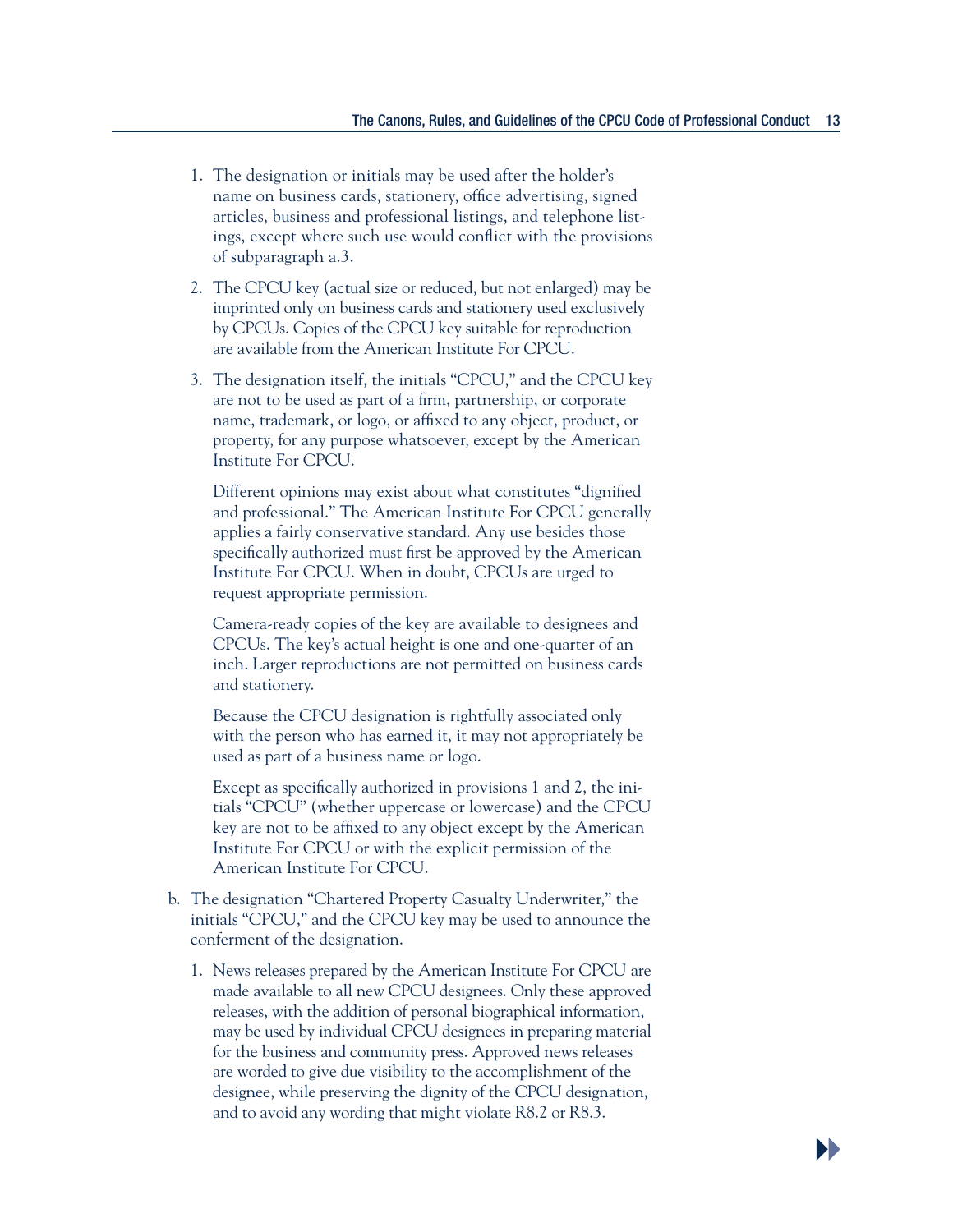1. The designation or initials may be used after the holder's name on business cards, stationery, office advertising, signed articles, business and professional listings, and telephone listings, except where such use would conflict with the provisions of subparagraph a.3.

2. The CPCU key (actual size or reduced, but not enlarged) may be imprinted only on business cards and stationery used exclusively by CPCUs. Copies of the CPCU key suitable for reproduction are available from the American Institute For CPCU.

3. The designation itself, the initials "CPCU," and the CPCU key are not to be used as part of a firm, partnership, or corporate name, trademark, or logo, or affixed to any object, product, or property, for any purpose whatsoever, except by the American Institute For CPCU.

   Different opinions may exist about what constitutes "dignified and professional." The American Institute For CPCU generally applies a fairly conservative standard. Any use besides those specifically authorized must first be approved by the American Institute For CPCU. When in doubt, CPCUs are urged to request appropriate permission.

   Camera-ready copies of the key are available to designees and CPCUs. The key's actual height is one and one-quarter of an inch. Larger reproductions are not permitted on business cards and stationery.

   Because the CPCU designation is rightfully associated only with the person who has earned it, it may not appropriately be used as part of a business name or logo.

   Except as specifically authorized in provisions 1 and 2, the initials "CPCU" (whether uppercase or lowercase) and the CPCU key are not to be affixed to any object except by the American Institute For CPCU or with the explicit permission of the American Institute For CPCU.

b. The designation "Chartered Property Casualty Underwriter," the initials "CPCU," and the CPCU key may be used to announce the conferment of the designation.

   1. News releases prepared by the American Institute For CPCU are made available to all new CPCU designees. Only these approved releases, with the addition of personal biographical information, may be used by individual CPCU designees in preparing material for the business and community press. Approved news releases are worded to give due visibility to the accomplishment of the designee, while preserving the dignity of the CPCU designation, and to avoid any wording that might violate R8.2 or R8.3.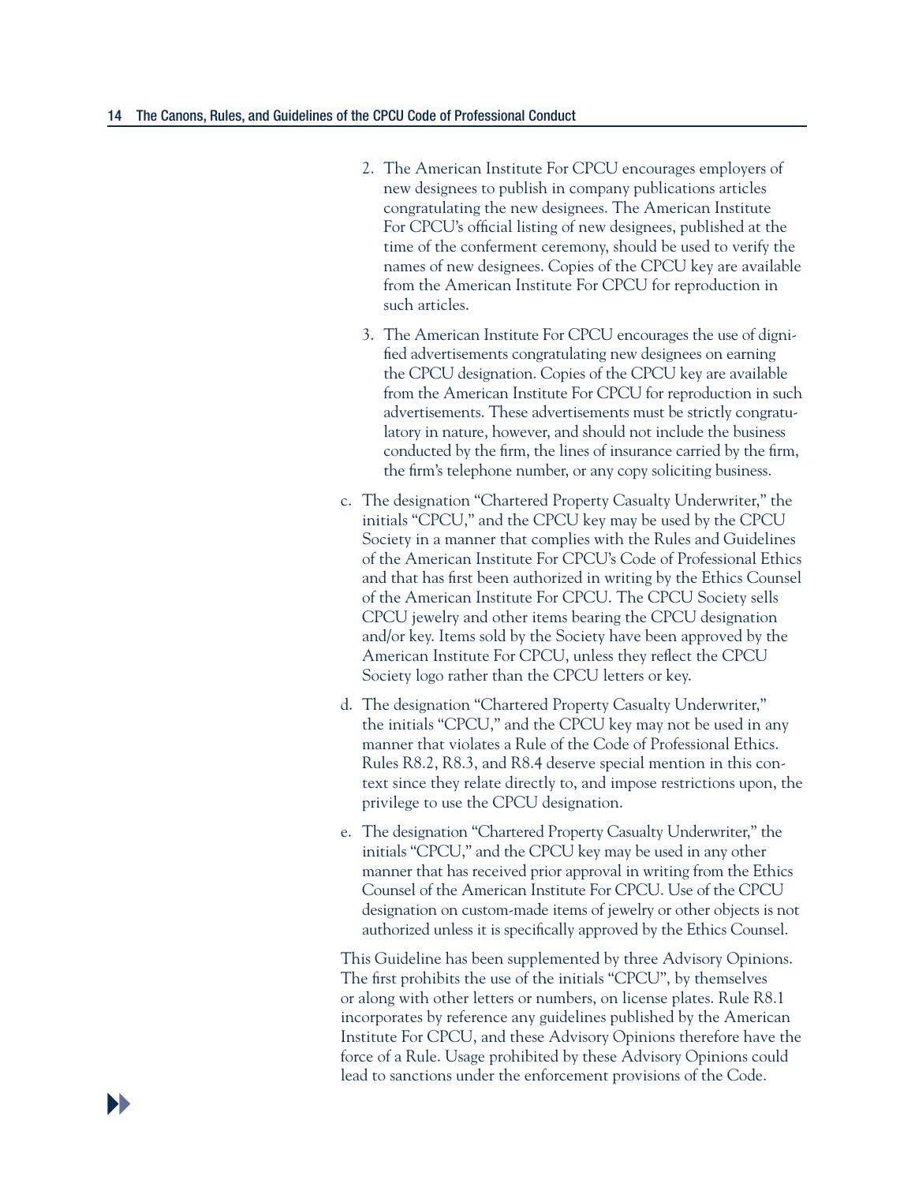2. The American Institute For CPCU encourages employers of new designees to publish in company publications articles congratulating the new designees. The American Institute For CPCU's official listing of new designees, published at the time of the conferment ceremony, should be used to verify the names of new designees. Copies of the CPCU key are available from the American Institute For CPCU for reproduction in such articles.

3. The American Institute For CPCU encourages the use of dignified advertisements congratulating new designees on earning the CPCU designation. Copies of the CPCU key are available from the American Institute For CPCU for reproduction in such advertisements. These advertisements must be strictly congratulatory in nature, however, and should not include the business conducted by the firm, the lines of insurance carried by the firm, the firm's telephone number, or any copy soliciting business.

c. The designation "Chartered Property Casualty Underwriter," the initials "CPCU," and the CPCU key may be used by the CPCU Society in a manner that complies with the Rules and Guidelines of the American Institute For CPCU's Code of Professional Ethics and that has first been authorized in writing by the Ethics Counsel of the American Institute For CPCU. The CPCU Society sells CPCU jewelry and other items bearing the CPCU designation and/or key. Items sold by the Society have been approved by the American Institute For CPCU, unless they reflect the CPCU Society logo rather than the CPCU letters or key.

d. The designation "Chartered Property Casualty Underwriter," the initials "CPCU," and the CPCU key may not be used in any manner that violates a Rule of the Code of Professional Ethics. Rules R8.2, R8.3, and R8.4 deserve special mention in this context since they relate directly to, and impose restrictions upon, the privilege to use the CPCU designation.

e. The designation "Chartered Property Casualty Underwriter," the initials "CPCU," and the CPCU key may be used in any other manner that has received prior approval in writing from the Ethics Counsel of the American Institute For CPCU. Use of the CPCU designation on custom-made items of jewelry or other objects is not authorized unless it is specifically approved by the Ethics Counsel.

This Guideline has been supplemented by three Advisory Opinions. The first prohibits the use of the initials "CPCU", by themselves or along with other letters or numbers, on license plates. Rule R8.1 incorporates by reference any guidelines published by the American Institute For CPCU, and these Advisory Opinions therefore have the force of a Rule. Usage prohibited by these Advisory Opinions could lead to sanctions under the enforcement provisions of the Code.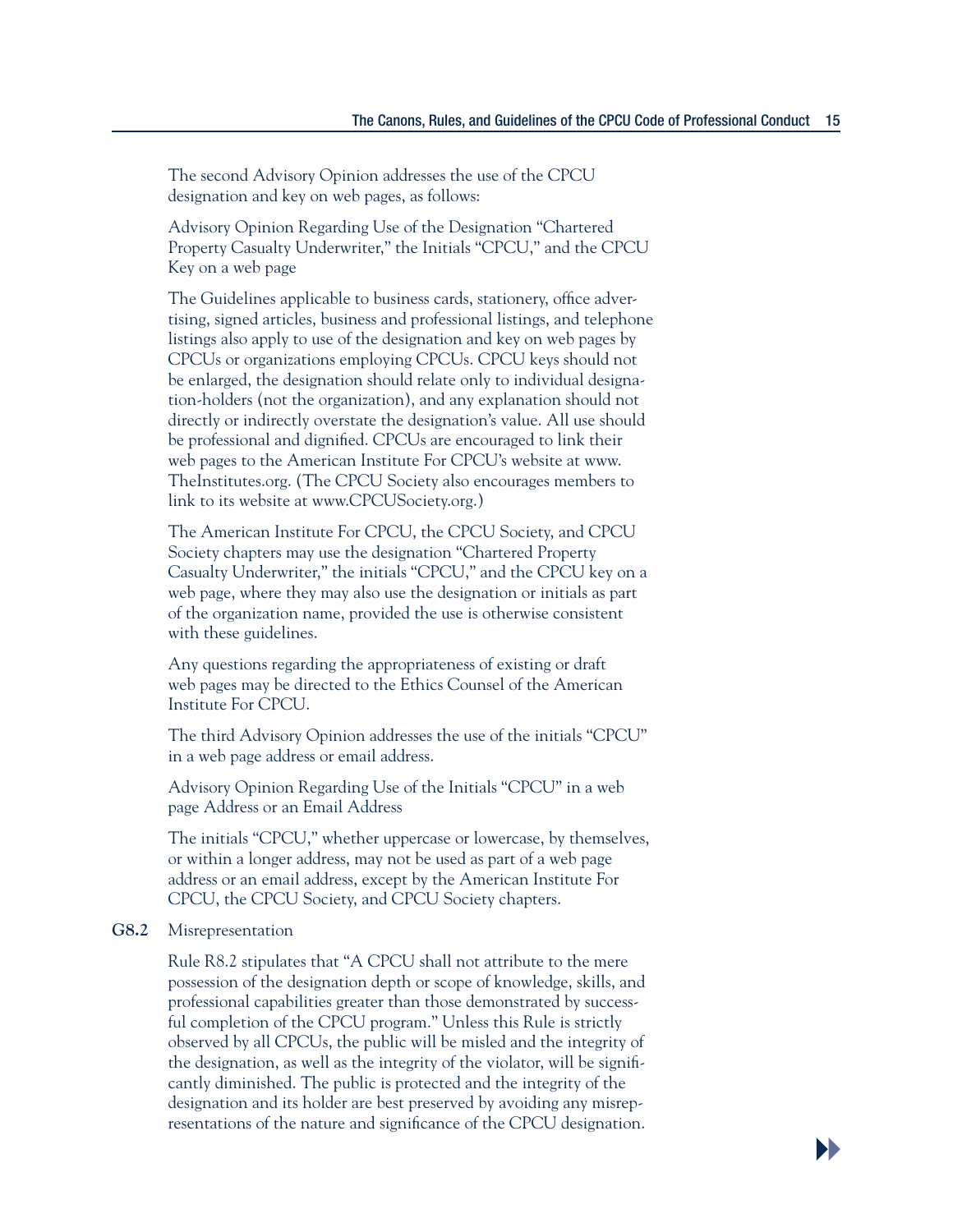The second Advisory Opinion addresses the use of the CPCU designation and key on web pages, as follows:

Advisory Opinion Regarding Use of the Designation "Chartered Property Casualty Underwriter," the Initials "CPCU," and the CPCU Key on a web page

The Guidelines applicable to business cards, stationery, office advertising, signed articles, business and professional listings, and telephone listings also apply to use of the designation and key on web pages by CPCUs or organizations employing CPCUs. CPCU keys should not be enlarged, the designation should relate only to individual designation-holders (not the organization), and any explanation should not directly or indirectly overstate the designation's value. All use should be professional and dignified. CPCUs are encouraged to link their web pages to the American Institute For CPCU's website at www.TheInstitutes.org. (The CPCU Society also encourages members to link to its website at www.CPCUSociety.org.)

The American Institute For CPCU, the CPCU Society, and CPCU Society chapters may use the designation "Chartered Property Casualty Underwriter," the initials "CPCU," and the CPCU key on a web page, where they may also use the designation or initials as part of the organization name, provided the use is otherwise consistent with these guidelines.

Any questions regarding the appropriateness of existing or draft web pages may be directed to the Ethics Counsel of the American Institute For CPCU.

The third Advisory Opinion addresses the use of the initials "CPCU" in a web page address or email address.

Advisory Opinion Regarding Use of the Initials "CPCU" in a web page Address or an Email Address

The initials "CPCU," whether uppercase or lowercase, by themselves, or within a longer address, may not be used as part of a web page address or an email address, except by the American Institute For CPCU, the CPCU Society, and CPCU Society chapters.

**G8.2** Misrepresentation

Rule R8.2 stipulates that "A CPCU shall not attribute to the mere possession of the designation depth or scope of knowledge, skills, and professional capabilities greater than those demonstrated by successful completion of the CPCU program." Unless this Rule is strictly observed by all CPCUs, the public will be misled and the integrity of the designation, as well as the integrity of the violator, will be significantly diminished. The public is protected and the integrity of the designation and its holder are best preserved by avoiding any misrepresentations of the nature and significance of the CPCU designation.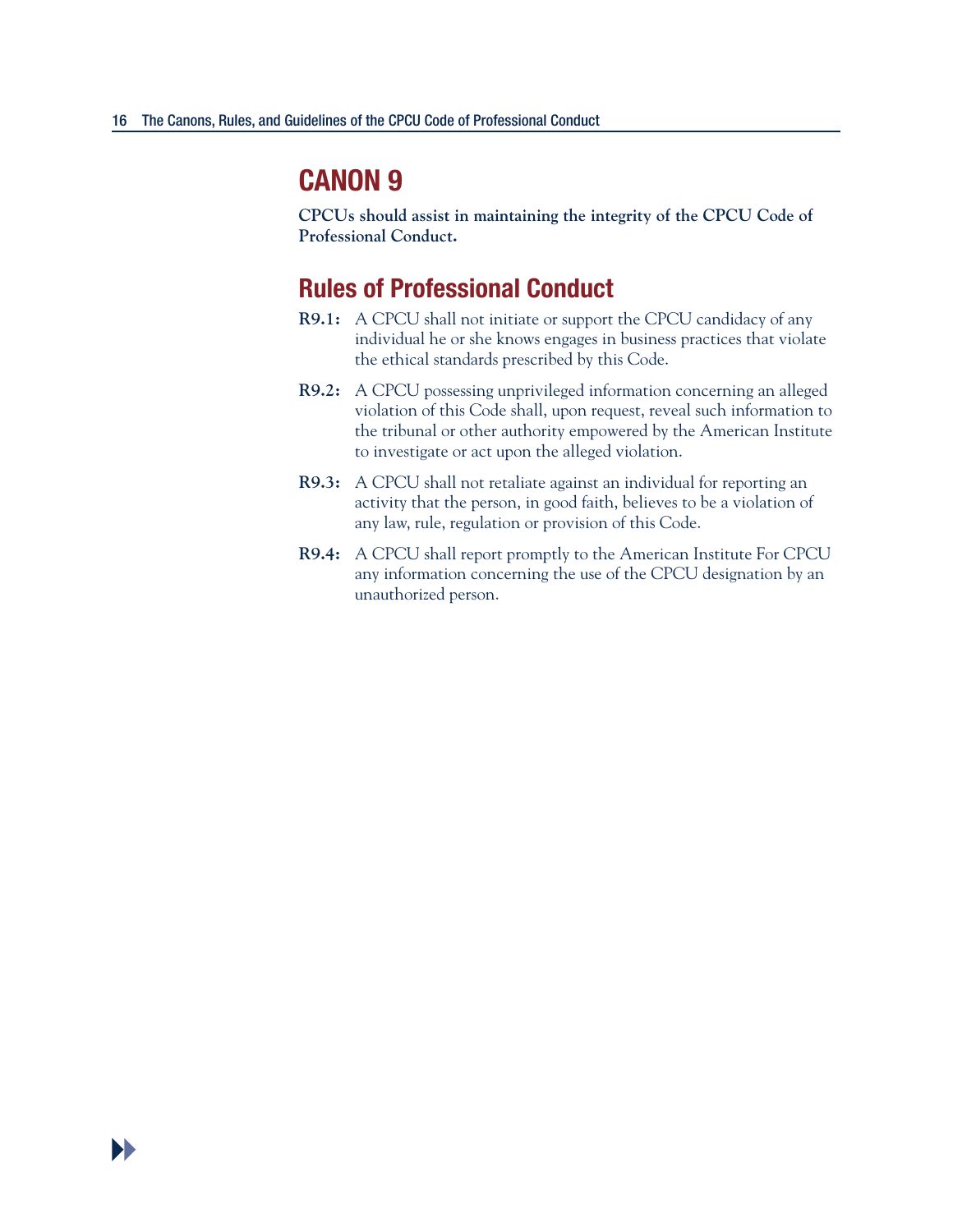# CANON 9

**CPCUs should assist in maintaining the integrity of the CPCU Code of Professional Conduct.**

## Rules of Professional Conduct

**R9.1:** A CPCU shall not initiate or support the CPCU candidacy of any individual he or she knows engages in business practices that violate the ethical standards prescribed by this Code.

**R9.2:** A CPCU possessing unprivileged information concerning an alleged violation of this Code shall, upon request, reveal such information to the tribunal or other authority empowered by the American Institute to investigate or act upon the alleged violation.

**R9.3:** A CPCU shall not retaliate against an individual for reporting an activity that the person, in good faith, believes to be a violation of any law, rule, regulation or provision of this Code.

**R9.4:** A CPCU shall report promptly to the American Institute For CPCU any information concerning the use of the CPCU designation by an unauthorized person.